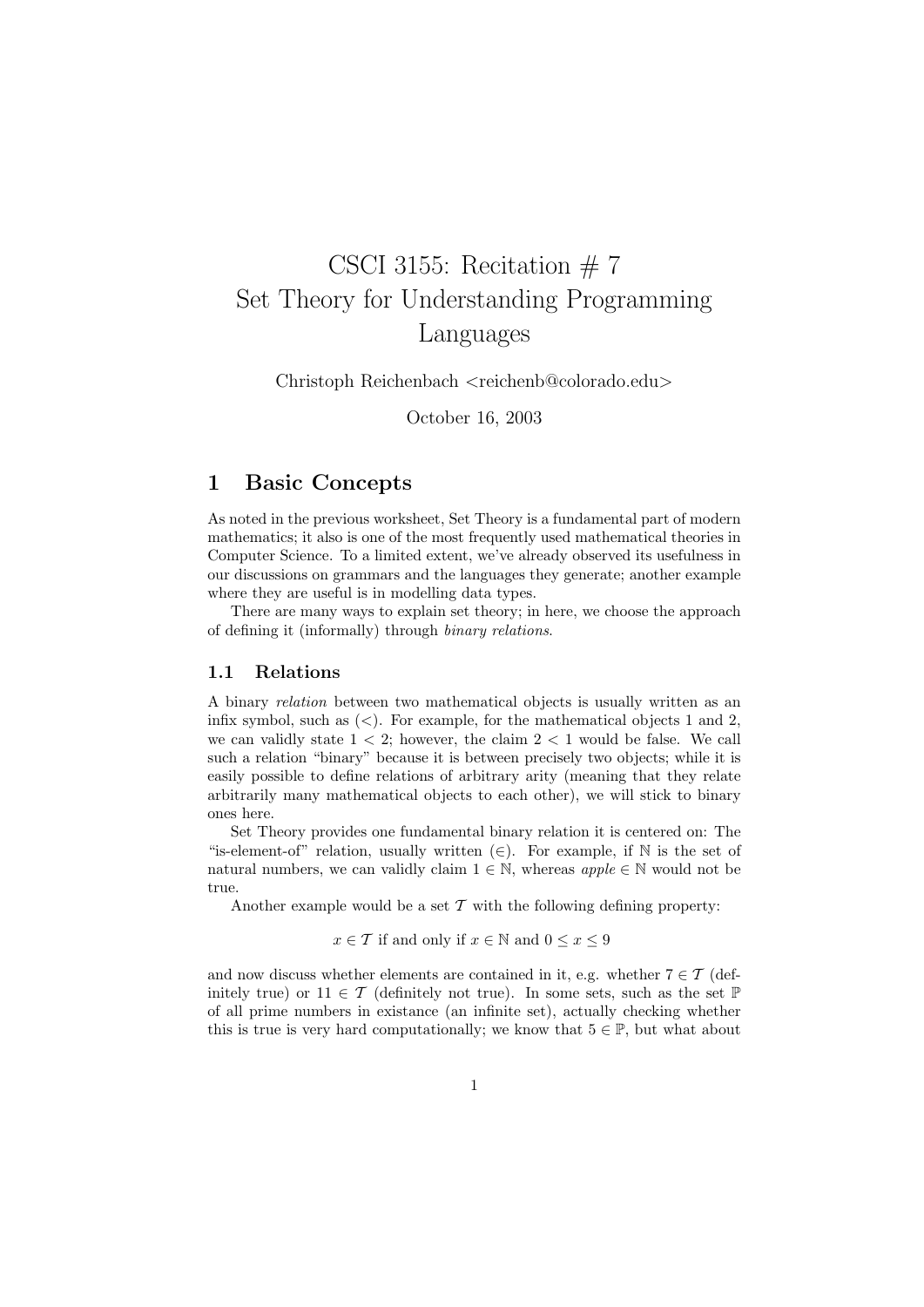# CSCI 3155: Recitation # 7
# Set Theory for Understanding Programming Languages

Christoph Reichenbach <reichenb@colorado.edu>

October 16, 2003

## 1 Basic Concepts

As noted in the previous worksheet, Set Theory is a fundamental part of modern mathematics; it also is one of the most frequently used mathematical theories in Computer Science. To a limited extent, we've already observed its usefulness in our discussions on grammars and the languages they generate; another example where they are useful is in modelling data types.

There are many ways to explain set theory; in here, we choose the approach of defining it (informally) through *binary relations*.

### 1.1 Relations

A binary *relation* between two mathematical objects is usually written as an infix symbol, such as $(<)$. For example, for the mathematical objects 1 and 2, we can validly state $1 < 2$; however, the claim $2 < 1$ would be false. We call such a relation "binary" because it is between precisely two objects; while it is easily possible to define relations of arbitrary arity (meaning that they relate arbitrarily many mathematical objects to each other), we will stick to binary ones here.

Set Theory provides one fundamental binary relation it is centered on: The "is-element-of" relation, usually written $(\in)$. For example, if $\mathbb{N}$ is the set of natural numbers, we can validly claim $1 \in \mathbb{N}$, whereas $apple \in \mathbb{N}$ would not be true.

Another example would be a set $\mathcal{T}$ with the following defining property:

$$x \in \mathcal{T} \text{ if and only if } x \in \mathbb{N} \text{ and } 0 \leq x \leq 9$$

and now discuss whether elements are contained in it, e.g. whether $7 \in \mathcal{T}$ (definitely true) or $11 \in \mathcal{T}$ (definitely not true). In some sets, such as the set $\mathbb{P}$ of all prime numbers in existance (an infinite set), actually checking whether this is true is very hard computationally; we know that $5 \in \mathbb{P}$, but what about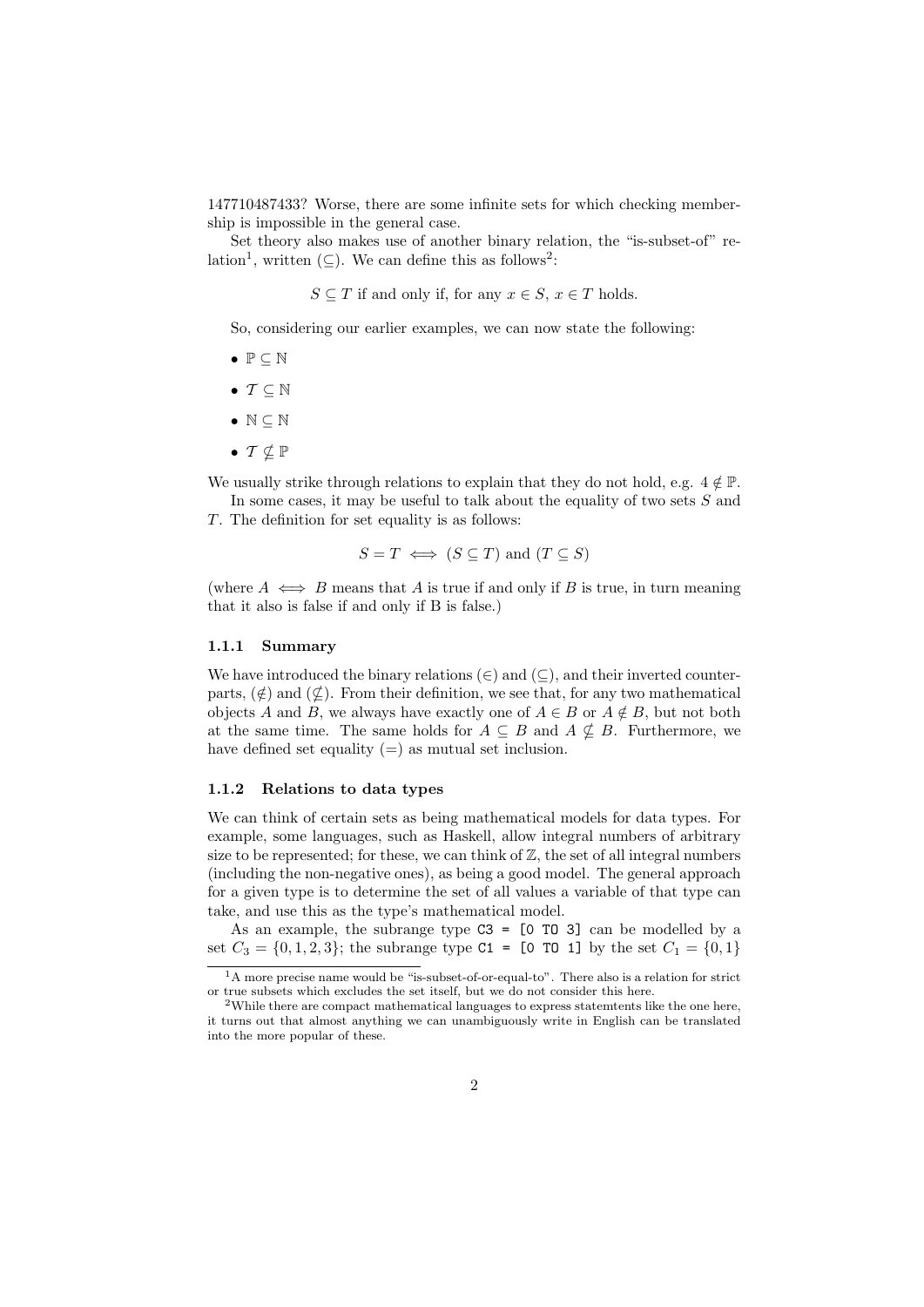147710487433? Worse, there are some infinite sets for which checking membership is impossible in the general case.

Set theory also makes use of another binary relation, the "is-subset-of" relation[1], written $(\subseteq)$. We can define this as follows[2]:

$$S \subseteq T \text{ if and only if, for any } x \in S,\ x \in T \text{ holds.}$$

So, considering our earlier examples, we can now state the following:

- $\mathbb{P} \subseteq \mathbb{N}$
- $\mathcal{T} \subseteq \mathbb{N}$
- $\mathbb{N} \subseteq \mathbb{N}$
- $\mathcal{T} \nsubseteq \mathbb{P}$

We usually strike through relations to explain that they do not hold, e.g. $4 \notin \mathbb{P}$.

In some cases, it may be useful to talk about the equality of two sets $S$ and $T$. The definition for set equality is as follows:

$$S = T \iff (S \subseteq T) \text{ and } (T \subseteq S)$$

(where $A \iff B$ means that $A$ is true if and only if $B$ is true, in turn meaning that it also is false if and only if B is false.)

### 1.1.1 Summary

We have introduced the binary relations $(\in)$ and $(\subseteq)$, and their inverted counterparts, $(\notin)$ and $(\nsubseteq)$. From their definition, we see that, for any two mathematical objects $A$ and $B$, we always have exactly one of $A \in B$ or $A \notin B$, but not both at the same time. The same holds for $A \subseteq B$ and $A \nsubseteq B$. Furthermore, we have defined set equality $(=)$ as mutual set inclusion.

### 1.1.2 Relations to data types

We can think of certain sets as being mathematical models for data types. For example, some languages, such as Haskell, allow integral numbers of arbitrary size to be represented; for these, we can think of $\mathbb{Z}$, the set of all integral numbers (including the non-negative ones), as being a good model. The general approach for a given type is to determine the set of all values a variable of that type can take, and use this as the type's mathematical model.

As an example, the subrange type `C3 = [0 TO 3]` can be modelled by a set $C_3 = \{0, 1, 2, 3\}$; the subrange type `C1 = [0 TO 1]` by the set $C_1 = \{0, 1\}$

[1] A more precise name would be "is-subset-of-or-equal-to". There also is a relation for strict or true subsets which excludes the set itself, but we do not consider this here.

[2] While there are compact mathematical languages to express statemtents like the one here, it turns out that almost anything we can unambiguously write in English can be translated into the more popular of these.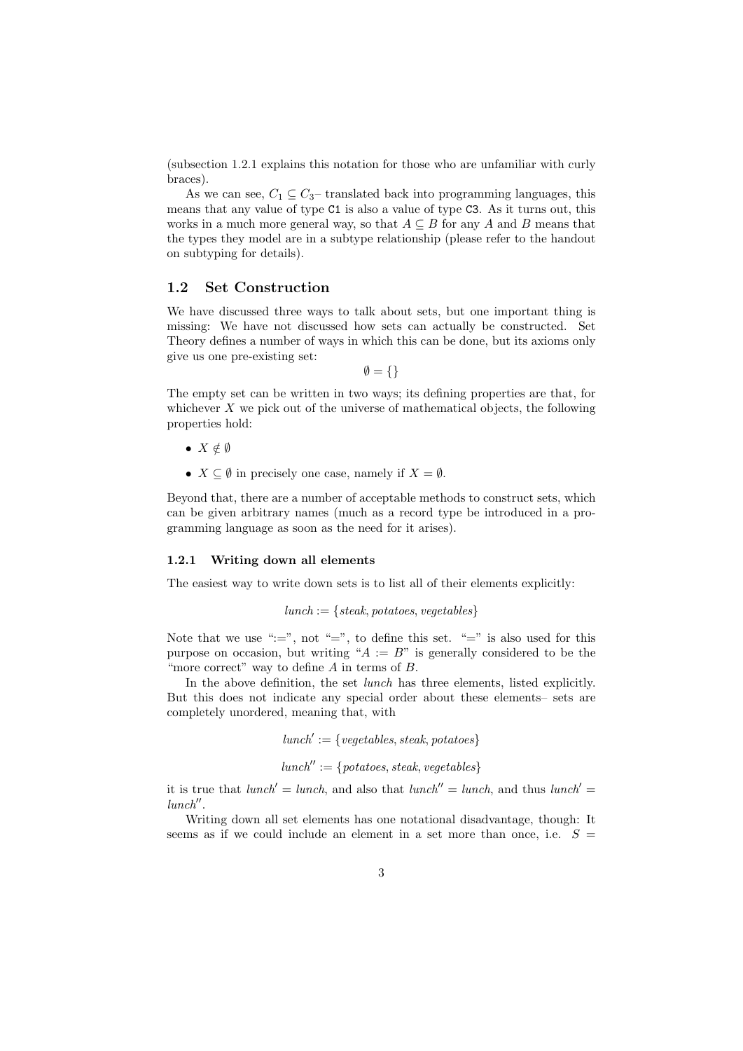(subsection 1.2.1 explains this notation for those who are unfamiliar with curly braces).

As we can see, $C_1 \subseteq C_3$– translated back into programming languages, this means that any value of type `C1` is also a value of type `C3`. As it turns out, this works in a much more general way, so that $A \subseteq B$ for any $A$ and $B$ means that the types they model are in a subtype relationship (please refer to the handout on subtyping for details).

## 1.2 Set Construction

We have discussed three ways to talk about sets, but one important thing is missing: We have not discussed how sets can actually be constructed. Set Theory defines a number of ways in which this can be done, but its axioms only give us one pre-existing set:

$$\emptyset = \{\}$$

The empty set can be written in two ways; its defining properties are that, for whichever $X$ we pick out of the universe of mathematical objects, the following properties hold:

- $X \notin \emptyset$
- $X \subseteq \emptyset$ in precisely one case, namely if $X = \emptyset$.

Beyond that, there are a number of acceptable methods to construct sets, which can be given arbitrary names (much as a record type be introduced in a programming language as soon as the need for it arises).

### 1.2.1 Writing down all elements

The easiest way to write down sets is to list all of their elements explicitly:

$$lunch := \{steak, potatoes, vegetables\}$$

Note that we use ":=", not "=", to define this set. "=" is also used for this purpose on occasion, but writing "$A := B$" is generally considered to be the "more correct" way to define $A$ in terms of $B$.

In the above definition, the set *lunch* has three elements, listed explicitly. But this does not indicate any special order about these elements– sets are completely unordered, meaning that, with

$$lunch' := \{vegetables, steak, potatoes\}$$

$$lunch'' := \{potatoes, steak, vegetables\}$$

it is true that $lunch' = lunch$, and also that $lunch'' = lunch$, and thus $lunch' = lunch''$.

Writing down all set elements has one notational disadvantage, though: It seems as if we could include an element in a set more than once, i.e. $S =$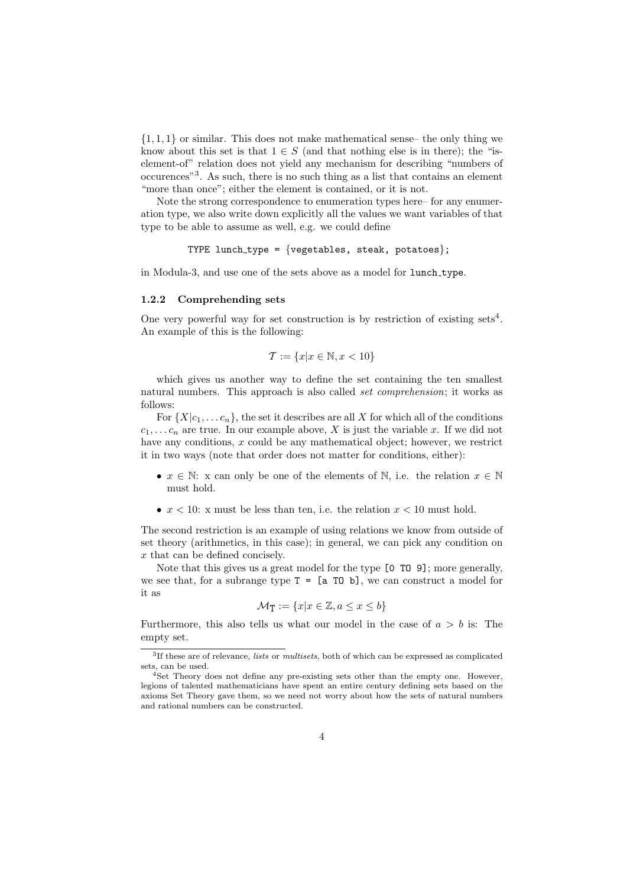$\{1, 1, 1\}$ or similar. This does not make mathematical sense– the only thing we know about this set is that $1 \in S$ (and that nothing else is in there); the "is-element-of" relation does not yield any mechanism for describing "numbers of occurences"[3]. As such, there is no such thing as a list that contains an element "more than once"; either the element is contained, or it is not.

Note the strong correspondence to enumeration types here– for any enumeration type, we also write down explicitly all the values we want variables of that type to be able to assume as well, e.g. we could define

```
TYPE lunch_type = {vegetables, steak, potatoes};
```

in Modula-3, and use one of the sets above as a model for `lunch_type`.

### 1.2.2 Comprehending sets

One very powerful way for set construction is by restriction of existing sets[4]. An example of this is the following:

$$\mathcal{T} := \{x | x \in \mathbb{N}, x < 10\}$$

which gives us another way to define the set containing the ten smallest natural numbers. This approach is also called *set comprehension*; it works as follows:

For $\{X | c_1, \ldots c_n\}$, the set it describes are all $X$ for which all of the conditions $c_1, \ldots c_n$ are true. In our example above, $X$ is just the variable $x$. If we did not have any conditions, $x$ could be any mathematical object; however, we restrict it in two ways (note that order does not matter for conditions, either):

- $x \in \mathbb{N}$: x can only be one of the elements of $\mathbb{N}$, i.e. the relation $x \in \mathbb{N}$ must hold.
- $x < 10$: x must be less than ten, i.e. the relation $x < 10$ must hold.

The second restriction is an example of using relations we know from outside of set theory (arithmetics, in this case); in general, we can pick any condition on $x$ that can be defined concisely.

Note that this gives us a great model for the type `[0 TO 9]`; more generally, we see that, for a subrange type `T = [a TO b]`, we can construct a model for it as

$$\mathcal{M}_{\texttt{T}} := \{x | x \in \mathbb{Z}, a \leq x \leq b\}$$

Furthermore, this also tells us what our model in the case of $a > b$ is: The empty set.

[3] If these are of relevance, *lists* or *multisets*, both of which can be expressed as complicated sets, can be used.

[4] Set Theory does not define any pre-existing sets other than the empty one. However, legions of talented mathematicians have spent an entire century defining sets based on the axioms Set Theory gave them, so we need not worry about how the sets of natural numbers and rational numbers can be constructed.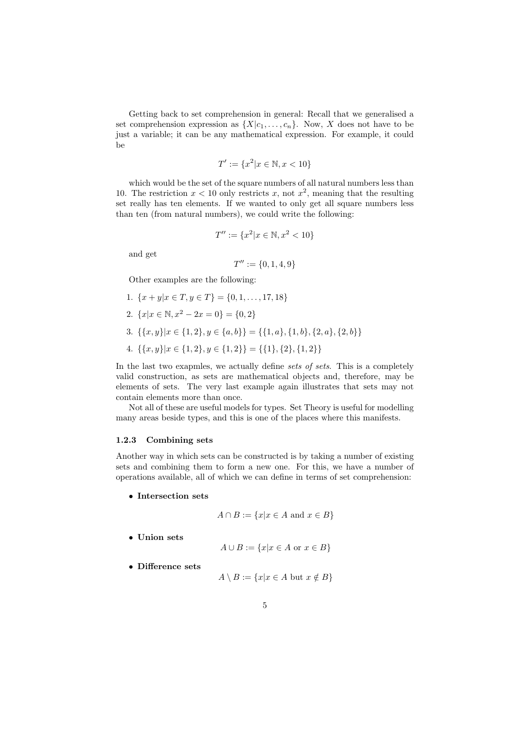Getting back to set comprehension in general: Recall that we generalised a set comprehension expression as $\{X | c_1, \ldots, c_n\}$. Now, $X$ does not have to be just a variable; it can be any mathematical expression. For example, it could be

$$T' := \{x^2 | x \in \mathbb{N}, x < 10\}$$

which would be the set of the square numbers of all natural numbers less than 10. The restriction $x < 10$ only restricts $x$, not $x^2$, meaning that the resulting set really has ten elements. If we wanted to only get all square numbers less than ten (from natural numbers), we could write the following:

$$T'' := \{x^2 | x \in \mathbb{N}, x^2 < 10\}$$

and get

$$T'' := \{0, 1, 4, 9\}$$

Other examples are the following:

1. $\{x + y | x \in T, y \in T\} = \{0, 1, \ldots, 17, 18\}$
2. $\{x | x \in \mathbb{N}, x^2 - 2x = 0\} = \{0, 2\}$
3. $\{\{x, y\} | x \in \{1, 2\}, y \in \{a, b\}\} = \{\{1, a\}, \{1, b\}, \{2, a\}, \{2, b\}\}$
4. $\{\{x, y\} | x \in \{1, 2\}, y \in \{1, 2\}\} = \{\{1\}, \{2\}, \{1, 2\}\}$

In the last two exapmles, we actually define *sets of sets*. This is a completely valid construction, as sets are mathematical objects and, therefore, may be elements of sets. The very last example again illustrates that sets may not contain elements more than once.

Not all of these are useful models for types. Set Theory is useful for modelling many areas beside types, and this is one of the places where this manifests.

### 1.2.3 Combining sets

Another way in which sets can be constructed is by taking a number of existing sets and combining them to form a new one. For this, we have a number of operations available, all of which we can define in terms of set comprehension:

- **Intersection sets**

$$A \cap B := \{x | x \in A \text{ and } x \in B\}$$

- **Union sets**

$$A \cup B := \{x | x \in A \text{ or } x \in B\}$$

- **Difference sets**

$$A \setminus B := \{x | x \in A \text{ but } x \notin B\}$$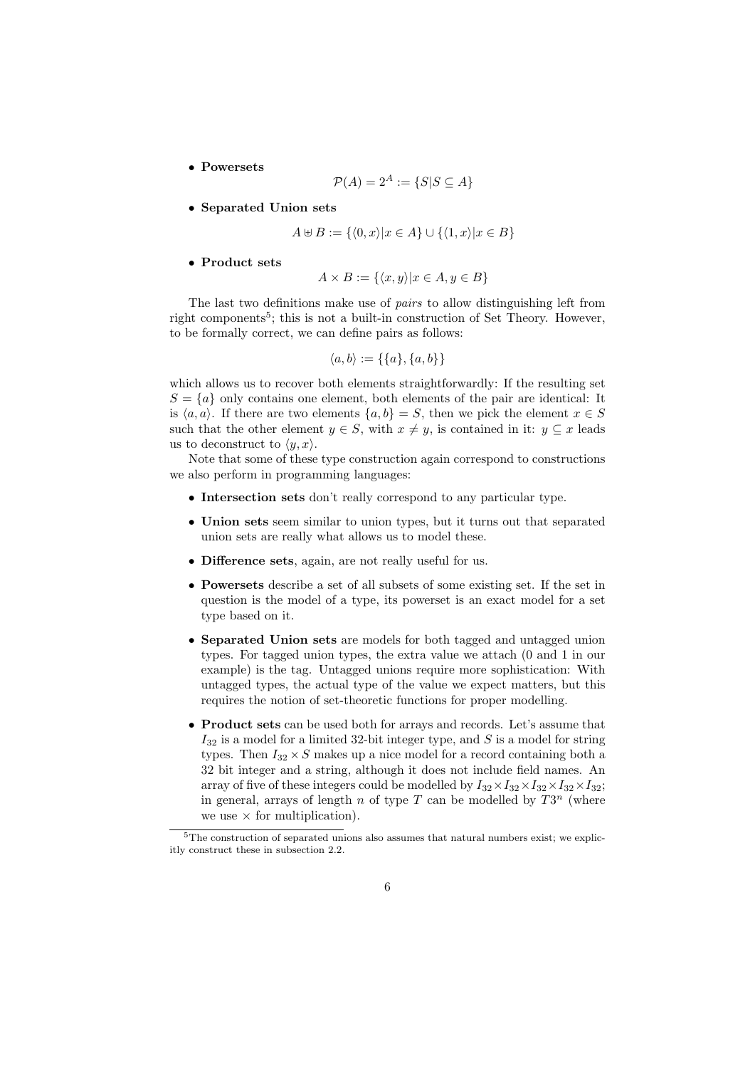- **Powersets**

$$\mathcal{P}(A) = 2^A := \{S | S \subseteq A\}$$

- **Separated Union sets**

$$A \uplus B := \{\langle 0, x \rangle | x \in A\} \cup \{\langle 1, x \rangle | x \in B\}$$

- **Product sets**

$$A \times B := \{\langle x, y \rangle | x \in A, y \in B\}$$

The last two definitions make use of *pairs* to allow distinguishing left from right components[5]; this is not a built-in construction of Set Theory. However, to be formally correct, we can define pairs as follows:

$$\langle a, b \rangle := \{\{a\}, \{a, b\}\}$$

which allows us to recover both elements straightforwardly: If the resulting set $S = \{a\}$ only contains one element, both elements of the pair are identical: It is $\langle a, a \rangle$. If there are two elements $\{a, b\} = S$, then we pick the element $x \in S$ such that the other element $y \in S$, with $x \neq y$, is contained in it: $y \subseteq x$ leads us to deconstruct to $\langle y, x \rangle$.

Note that some of these type construction again correspond to constructions we also perform in programming languages:

- **Intersection sets** don't really correspond to any particular type.
- **Union sets** seem similar to union types, but it turns out that separated union sets are really what allows us to model these.
- **Difference sets**, again, are not really useful for us.
- **Powersets** describe a set of all subsets of some existing set. If the set in question is the model of a type, its powerset is an exact model for a set type based on it.
- **Separated Union sets** are models for both tagged and untagged union types. For tagged union types, the extra value we attach (0 and 1 in our example) is the tag. Untagged unions require more sophistication: With untagged types, the actual type of the value we expect matters, but this requires the notion of set-theoretic functions for proper modelling.
- **Product sets** can be used both for arrays and records. Let's assume that $I_{32}$ is a model for a limited 32-bit integer type, and $S$ is a model for string types. Then $I_{32} \times S$ makes up a nice model for a record containing both a 32 bit integer and a string, although it does not include field names. An array of five of these integers could be modelled by $I_{32} \times I_{32} \times I_{32} \times I_{32} \times I_{32}$; in general, arrays of length $n$ of type $T$ can be modelled by $T3^n$ (where we use $\times$ for multiplication).

[5] The construction of separated unions also assumes that natural numbers exist; we explicitly construct these in subsection 2.2.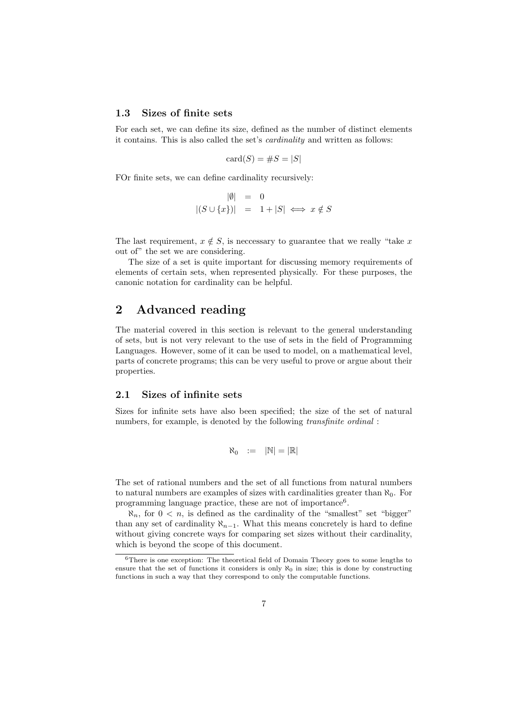### 1.3 Sizes of finite sets

For each set, we can define its size, defined as the number of distinct elements it contains. This is also called the set's *cardinality* and written as follows:

$$\text{card}(S) = \#S = |S|$$

FOr finite sets, we can define cardinality recursively:

$$\begin{array}{rcl} |\emptyset| & = & 0 \\ |(S \cup \{x\})| & = & 1 + |S| \iff x \notin S \end{array}$$

The last requirement, $x \notin S$, is neccessary to guarantee that we really "take $x$ out of" the set we are considering.

The size of a set is quite important for discussing memory requirements of elements of certain sets, when represented physically. For these purposes, the canonic notation for cardinality can be helpful.

## 2 Advanced reading

The material covered in this section is relevant to the general understanding of sets, but is not very relevant to the use of sets in the field of Programming Languages. However, some of it can be used to model, on a mathematical level, parts of concrete programs; this can be very useful to prove or argue about their properties.

### 2.1 Sizes of infinite sets

Sizes for infinite sets have also been specified; the size of the set of natural numbers, for example, is denoted by the following *transfinite ordinal* :

$$\aleph_0 \quad := \quad |\mathbb{N}| = |\mathbb{R}|$$

The set of rational numbers and the set of all functions from natural numbers to natural numbers are examples of sizes with cardinalities greater than $\aleph_0$. For programming language practice, these are not of importance[6].

$\aleph_n$, for $0 < n$, is defined as the cardinality of the "smallest" set "bigger" than any set of cardinality $\aleph_{n-1}$. What this means concretely is hard to define without giving concrete ways for comparing set sizes without their cardinality, which is beyond the scope of this document.

[6] There is one exception: The theoretical field of Domain Theory goes to some lengths to ensure that the set of functions it considers is only $\aleph_0$ in size; this is done by constructing functions in such a way that they correspond to only the computable functions.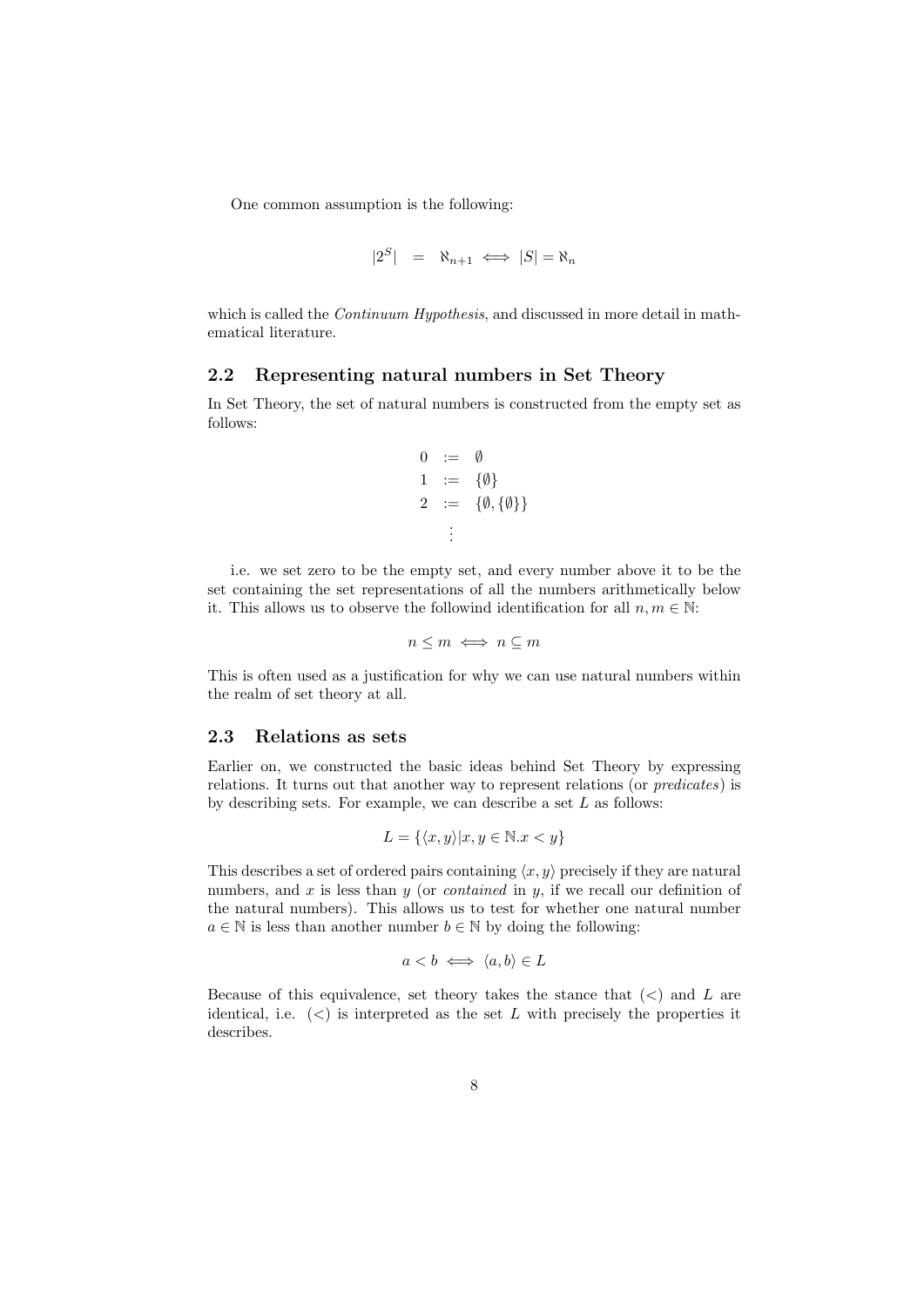One common assumption is the following:

$$|2^S| \;=\; \aleph_{n+1} \iff |S| = \aleph_n$$

which is called the *Continuum Hypothesis*, and discussed in more detail in mathematical literature.

## 2.2 Representing natural numbers in Set Theory

In Set Theory, the set of natural numbers is constructed from the empty set as follows:

$$\begin{aligned}
0 &:= \emptyset \\
1 &:= \{\emptyset\} \\
2 &:= \{\emptyset, \{\emptyset\}\} \\
&\;\;\vdots
\end{aligned}$$

i.e. we set zero to be the empty set, and every number above it to be the set containing the set representations of all the numbers arithmetically below it. This allows us to observe the followind identification for all $n, m \in \mathbb{N}$:

$$n \leq m \iff n \subseteq m$$

This is often used as a justification for why we can use natural numbers within the realm of set theory at all.

## 2.3 Relations as sets

Earlier on, we constructed the basic ideas behind Set Theory by expressing relations. It turns out that another way to represent relations (or *predicates*) is by describing sets. For example, we can describe a set $L$ as follows:

$$L = \{\langle x, y\rangle | x, y \in \mathbb{N}.x < y\}$$

This describes a set of ordered pairs containing $\langle x, y\rangle$ precisely if they are natural numbers, and $x$ is less than $y$ (or *contained* in $y$, if we recall our definition of the natural numbers). This allows us to test for whether one natural number $a \in \mathbb{N}$ is less than another number $b \in \mathbb{N}$ by doing the following:

$$a < b \iff \langle a, b\rangle \in L$$

Because of this equivalence, set theory takes the stance that $(<)$ and $L$ are identical, i.e. $(<)$ is interpreted as the set $L$ with precisely the properties it describes.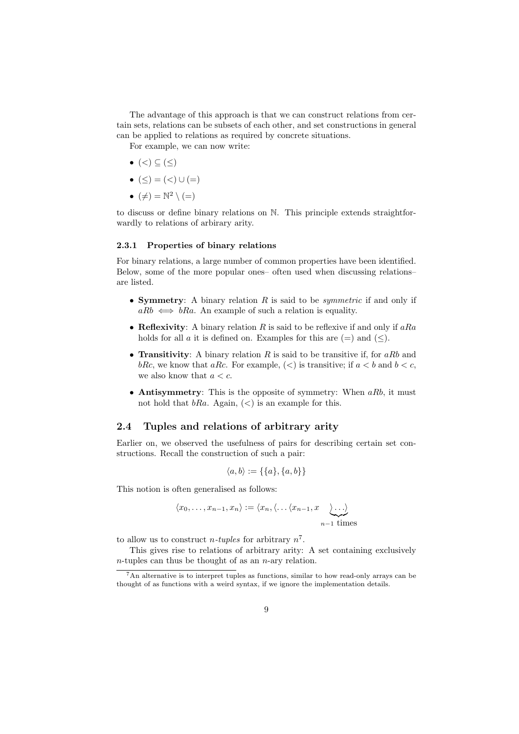The advantage of this approach is that we can construct relations from certain sets, relations can be subsets of each other, and set constructions in general can be applied to relations as required by concrete situations.

For example, we can now write:

- $(<) \subseteq (\leq)$
- $(\leq) = (<) \cup (=)$
- $(\neq) = \mathbb{N}^2 \setminus (=)$

to discuss or define binary relations on $\mathbb{N}$. This principle extends straightforwardly to relations of arbitrary arity.

### 2.3.1 Properties of binary relations

For binary relations, a large number of common properties have been identified. Below, some of the more popular ones– often used when discussing relations– are listed.

- **Symmetry**: A binary relation $R$ is said to be *symmetric* if and only if $aRb \iff bRa$. An example of such a relation is equality.
- **Reflexivity**: A binary relation $R$ is said to be reflexive if and only if $aRa$ holds for all $a$ it is defined on. Examples for this are $(=)$ and $(\leq)$.
- **Transitivity**: A binary relation $R$ is said to be transitive if, for $aRb$ and $bRc$, we know that $aRc$. For example, $(<)$ is transitive; if $a < b$ and $b < c$, we also know that $a < c$.
- **Antisymmetry**: This is the opposite of symmetry: When $aRb$, it must not hold that $bRa$. Again, $(<)$ is an example for this.

## 2.4 Tuples and relations of arbitrary arity

Earlier on, we observed the usefulness of pairs for describing certain set constructions. Recall the construction of such a pair:

$$\langle a, b\rangle := \{\{a\}, \{a, b\}\}$$

This notion is often generalised as follows:

$$\langle x_0, \ldots, x_{n-1}, x_n\rangle := \langle x_n, \langle \ldots \langle x_{n-1}, x \quad \underbrace{\rangle \ldots \rangle}_{n-1 \text{ times}}$$

to allow us to construct *n-tuples* for arbitrary $n$[7].

This gives rise to relations of arbitrary arity: A set containing exclusively $n$-tuples can thus be thought of as an $n$-ary relation.

[7] An alternative is to interpret tuples as functions, similar to how read-only arrays can be thought of as functions with a weird syntax, if we ignore the implementation details.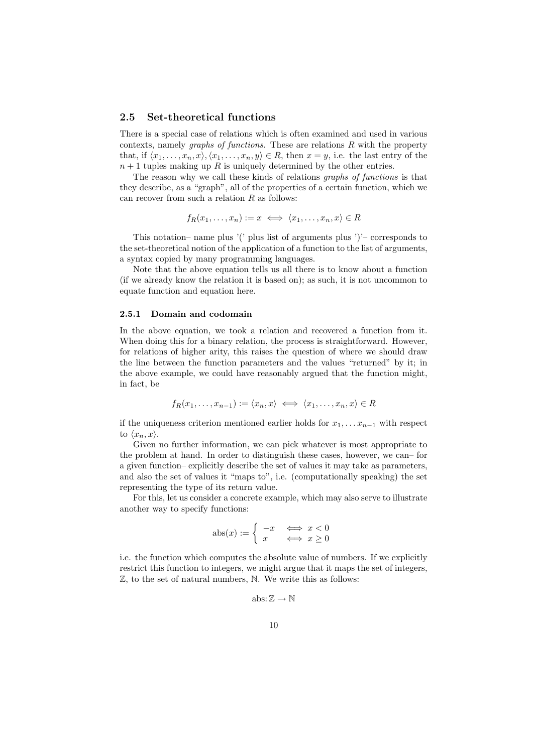## 2.5 Set-theoretical functions

There is a special case of relations which is often examined and used in various contexts, namely *graphs of functions*. These are relations $R$ with the property that, if $\langle x_1, \ldots, x_n, x\rangle, \langle x_1, \ldots, x_n, y\rangle \in R$, then $x = y$, i.e. the last entry of the $n+1$ tuples making up $R$ is uniquely determined by the other entries.

The reason why we call these kinds of relations *graphs of functions* is that they describe, as a "graph", all of the properties of a certain function, which we can recover from such a relation $R$ as follows:

$$f_R(x_1, \ldots, x_n) := x \iff \langle x_1, \ldots, x_n, x\rangle \in R$$

This notation– name plus '(' plus list of arguments plus ')'– corresponds to the set-theoretical notion of the application of a function to the list of arguments, a syntax copied by many programming languages.

Note that the above equation tells us all there is to know about a function (if we already know the relation it is based on); as such, it is not uncommon to equate function and equation here.

### 2.5.1 Domain and codomain

In the above equation, we took a relation and recovered a function from it. When doing this for a binary relation, the process is straightforward. However, for relations of higher arity, this raises the question of where we should draw the line between the function parameters and the values "returned" by it; in the above example, we could have reasonably argued that the function might, in fact, be

$$f_R(x_1, \ldots, x_{n-1}) := \langle x_n, x\rangle \iff \langle x_1, \ldots, x_n, x\rangle \in R$$

if the uniqueness criterion mentioned earlier holds for $x_1, \ldots x_{n-1}$ with respect to $\langle x_n, x\rangle$.

Given no further information, we can pick whatever is most appropriate to the problem at hand. In order to distinguish these cases, however, we can– for a given function– explicitly describe the set of values it may take as parameters, and also the set of values it "maps to", i.e. (computationally speaking) the set representing the type of its return value.

For this, let us consider a concrete example, which may also serve to illustrate another way to specify functions:

$$\text{abs}(x) := \begin{cases} -x & \iff x < 0 \\ x & \iff x \geq 0 \end{cases}$$

i.e. the function which computes the absolute value of numbers. If we explicitly restrict this function to integers, we might argue that it maps the set of integers, $\mathbb{Z}$, to the set of natural numbers, $\mathbb{N}$. We write this as follows:

$$\text{abs}\colon \mathbb{Z} \to \mathbb{N}$$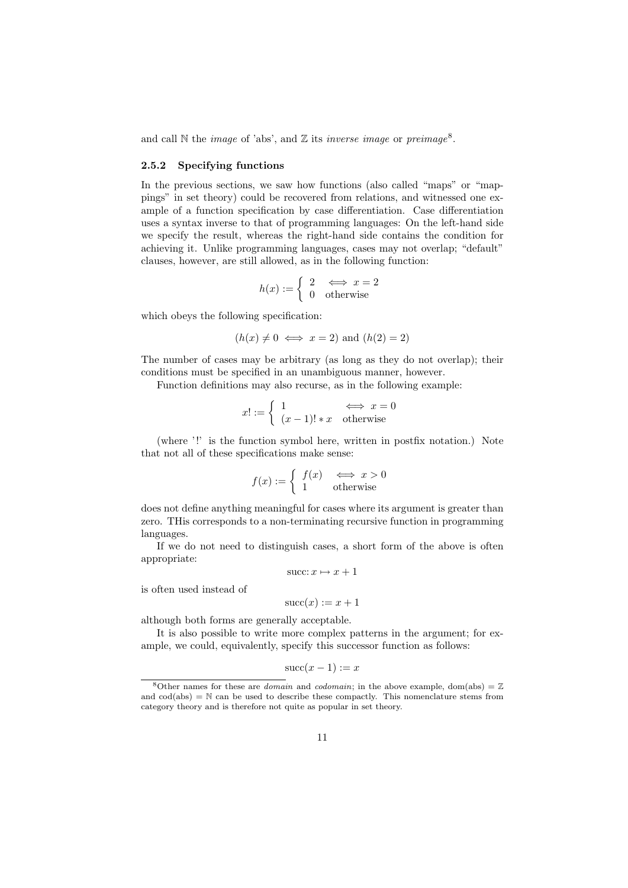and call $\mathbb{N}$ the *image* of 'abs', and $\mathbb{Z}$ its *inverse image* or *preimage*[8].

### 2.5.2 Specifying functions

In the previous sections, we saw how functions (also called "maps" or "mappings" in set theory) could be recovered from relations, and witnessed one example of a function specification by case differentiation. Case differentiation uses a syntax inverse to that of programming languages: On the left-hand side we specify the result, whereas the right-hand side contains the condition for achieving it. Unlike programming languages, cases may not overlap; "default" clauses, however, are still allowed, as in the following function:

$$h(x) := \left\{ \begin{array}{ll} 2 & \iff x = 2 \\ 0 & \text{otherwise} \end{array} \right.$$

which obeys the following specification:

$$(h(x) \neq 0 \iff x = 2) \text{ and } (h(2) = 2)$$

The number of cases may be arbitrary (as long as they do not overlap); their conditions must be specified in an unambiguous manner, however.

Function definitions may also recurse, as in the following example:

$$x! := \left\{ \begin{array}{ll} 1 & \iff x = 0 \\ (x-1)! * x & \text{otherwise} \end{array} \right.$$

(where '!' is the function symbol here, written in postfix notation.) Note that not all of these specifications make sense:

$$f(x) := \left\{ \begin{array}{ll} f(x) & \iff x > 0 \\ 1 & \text{otherwise} \end{array} \right.$$

does not define anything meaningful for cases where its argument is greater than zero. THis corresponds to a non-terminating recursive function in programming languages.

If we do not need to distinguish cases, a short form of the above is often appropriate:

$$\text{succ}\colon x \mapsto x + 1$$

is often used instead of

$$\text{succ}(x) := x + 1$$

although both forms are generally acceptable.

It is also possible to write more complex patterns in the argument; for example, we could, equivalently, specify this successor function as follows:

$$\text{succ}(x - 1) := x$$

[8] Other names for these are *domain* and *codomain*; in the above example, $\text{dom(abs)} = \mathbb{Z}$ and $\text{cod(abs)} = \mathbb{N}$ can be used to describe these compactly. This nomenclature stems from category theory and is therefore not quite as popular in set theory.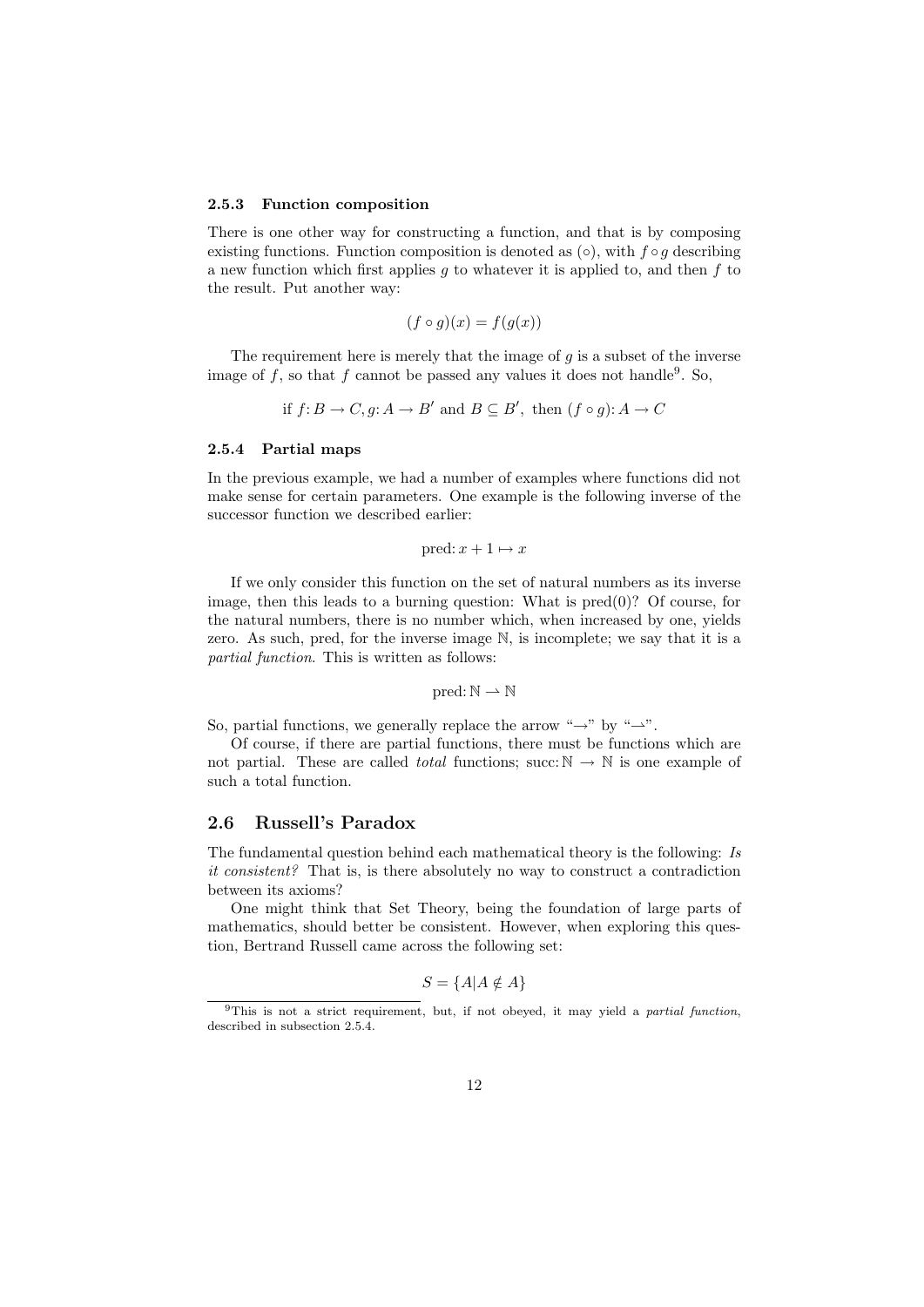### 2.5.3 Function composition

There is one other way for constructing a function, and that is by composing existing functions. Function composition is denoted as $(\circ)$, with $f \circ g$ describing a new function which first applies $g$ to whatever it is applied to, and then $f$ to the result. Put another way:

$$(f \circ g)(x) = f(g(x))$$

The requirement here is merely that the image of $g$ is a subset of the inverse image of $f$, so that $f$ cannot be passed any values it does not handle[9]. So,

$$\text{if } f\colon B \to C, g\colon A \to B' \text{ and } B \subseteq B', \text{ then } (f \circ g)\colon A \to C$$

### 2.5.4 Partial maps

In the previous example, we had a number of examples where functions did not make sense for certain parameters. One example is the following inverse of the successor function we described earlier:

$$\text{pred}\colon x + 1 \mapsto x$$

If we only consider this function on the set of natural numbers as its inverse image, then this leads to a burning question: What is pred(0)? Of course, for the natural numbers, there is no number which, when increased by one, yields zero. As such, pred, for the inverse image $\mathbb{N}$, is incomplete; we say that it is a *partial function*. This is written as follows:

$$\text{pred}\colon \mathbb{N} \rightharpoonup \mathbb{N}$$

So, partial functions, we generally replace the arrow "$\rightarrow$" by "$\rightharpoonup$".

Of course, if there are partial functions, there must be functions which are not partial. These are called *total* functions; $\text{succ}\colon \mathbb{N} \to \mathbb{N}$ is one example of such a total function.

## 2.6 Russell's Paradox

The fundamental question behind each mathematical theory is the following: *Is it consistent?* That is, is there absolutely no way to construct a contradiction between its axioms?

One might think that Set Theory, being the foundation of large parts of mathematics, should better be consistent. However, when exploring this question, Bertrand Russell came across the following set:

$$S = \{A | A \notin A\}$$

[9] This is not a strict requirement, but, if not obeyed, it may yield a *partial function*, described in subsection 2.5.4.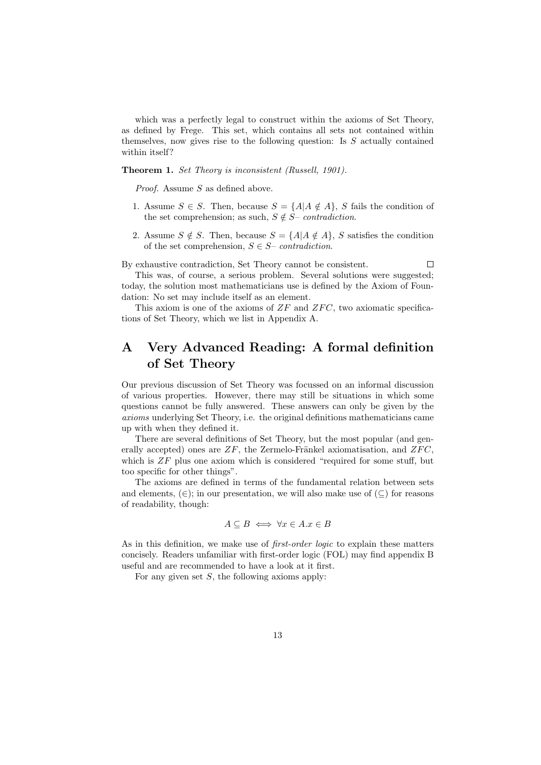which was a perfectly legal to construct within the axioms of Set Theory, as defined by Frege. This set, which contains all sets not contained within themselves, now gives rise to the following question: Is $S$ actually contained within itself?

**Theorem 1.** *Set Theory is inconsistent (Russell, 1901).*

*Proof.* Assume $S$ as defined above.

1. Assume $S \in S$. Then, because $S = \{A | A \notin A\}$, $S$ fails the condition of the set comprehension; as such, $S \notin S$– *contradiction*.
2. Assume $S \notin S$. Then, because $S = \{A | A \notin A\}$, $S$ satisfies the condition of the set comprehension, $S \in S$– *contradiction*.

By exhaustive contradiction, Set Theory cannot be consistent. □

This was, of course, a serious problem. Several solutions were suggested; today, the solution most mathematicians use is defined by the Axiom of Foundation: No set may include itself as an element.

This axiom is one of the axioms of $ZF$ and $ZFC$, two axiomatic specifications of Set Theory, which we list in Appendix A.

# A Very Advanced Reading: A formal definition of Set Theory

Our previous discussion of Set Theory was focussed on an informal discussion of various properties. However, there may still be situations in which some questions cannot be fully answered. These answers can only be given by the *axioms* underlying Set Theory, i.e. the original definitions mathematicians came up with when they defined it.

There are several definitions of Set Theory, but the most popular (and generally accepted) ones are $ZF$, the Zermelo-Fränkel axiomatisation, and $ZFC$, which is $ZF$ plus one axiom which is considered "required for some stuff, but too specific for other things".

The axioms are defined in terms of the fundamental relation between sets and elements, $(\in)$; in our presentation, we will also make use of $(\subseteq)$ for reasons of readability, though:

$$A \subseteq B \iff \forall x \in A . x \in B$$

As in this definition, we make use of *first-order logic* to explain these matters concisely. Readers unfamiliar with first-order logic (FOL) may find appendix B useful and are recommended to have a look at it first.

For any given set $S$, the following axioms apply: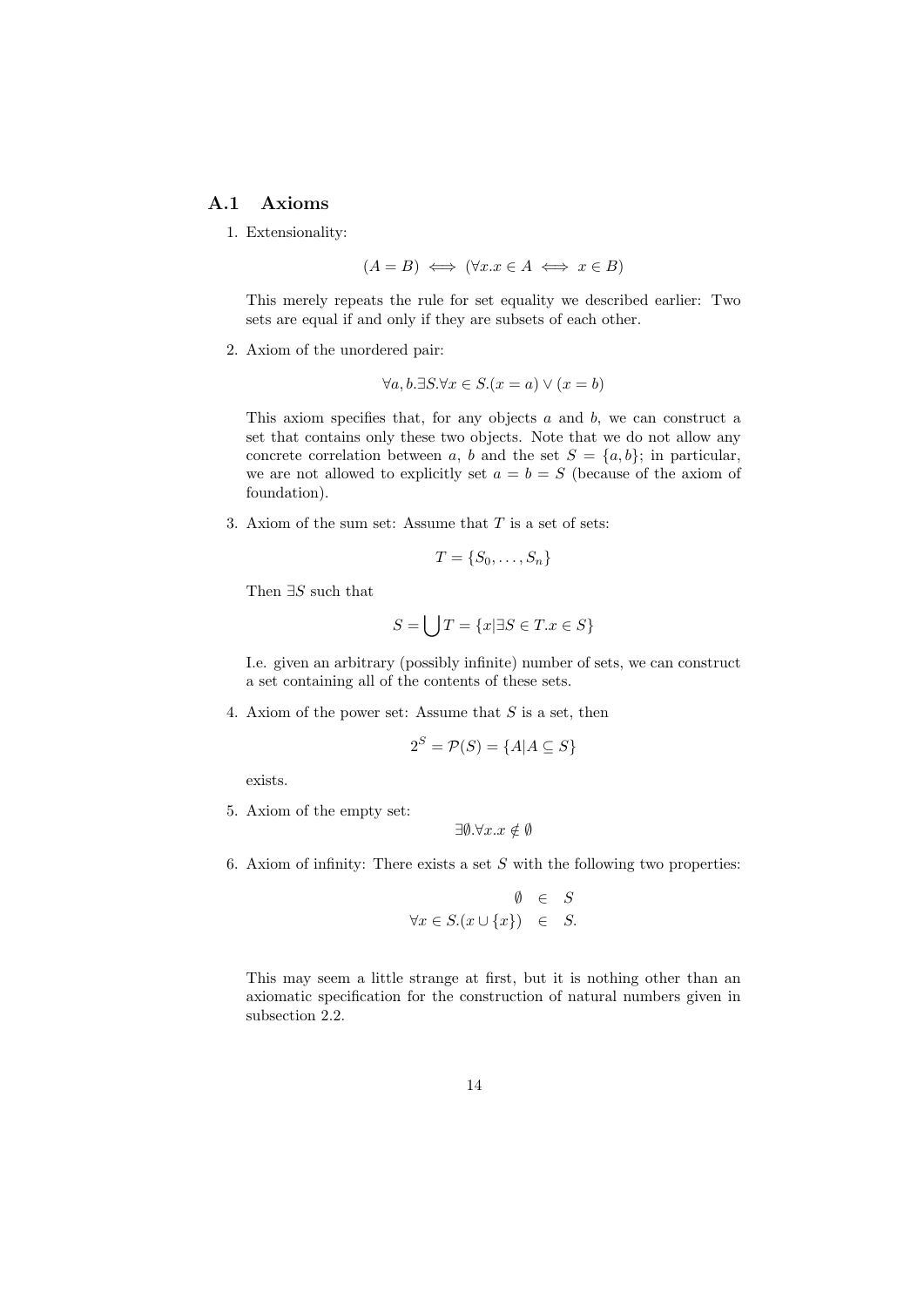## A.1 Axioms

1. Extensionality:

$$(A = B) \iff (\forall x. x \in A \iff x \in B)$$

   This merely repeats the rule for set equality we described earlier: Two sets are equal if and only if they are subsets of each other.

2. Axiom of the unordered pair:

$$\forall a, b. \exists S. \forall x \in S. (x = a) \vee (x = b)$$

   This axiom specifies that, for any objects $a$ and $b$, we can construct a set that contains only these two objects. Note that we do not allow any concrete correlation between $a$, $b$ and the set $S = \{a, b\}$; in particular, we are not allowed to explicitly set $a = b = S$ (because of the axiom of foundation).

3. Axiom of the sum set: Assume that $T$ is a set of sets:

$$T = \{S_0, \ldots, S_n\}$$

   Then $\exists S$ such that

$$S = \bigcup T = \{x | \exists S \in T. x \in S\}$$

   I.e. given an arbitrary (possibly infinite) number of sets, we can construct a set containing all of the contents of these sets.

4. Axiom of the power set: Assume that $S$ is a set, then

$$2^S = \mathcal{P}(S) = \{A | A \subseteq S\}$$

   exists.

5. Axiom of the empty set:

$$\exists \emptyset. \forall x. x \notin \emptyset$$

6. Axiom of infinity: There exists a set $S$ with the following two properties:

$$\begin{aligned} \emptyset &\in S \\ \forall x \in S. (x \cup \{x\}) &\in S. \end{aligned}$$

   This may seem a little strange at first, but it is nothing other than an axiomatic specification for the construction of natural numbers given in subsection 2.2.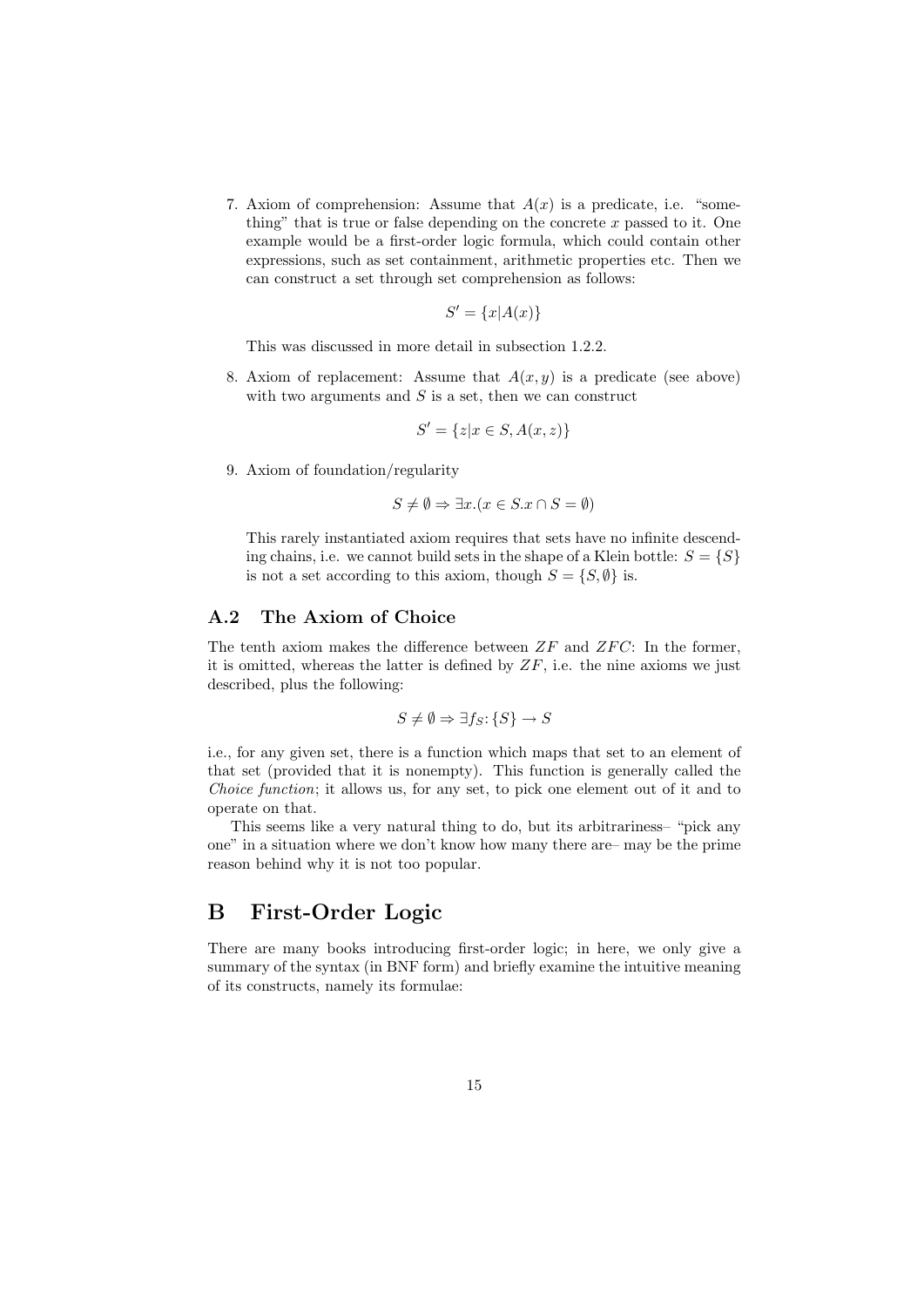7. Axiom of comprehension: Assume that $A(x)$ is a predicate, i.e. "something" that is true or false depending on the concrete $x$ passed to it. One example would be a first-order logic formula, which could contain other expressions, such as set containment, arithmetic properties etc. Then we can construct a set through set comprehension as follows:

   $$S' = \{x | A(x)\}$$

   This was discussed in more detail in subsection 1.2.2.

8. Axiom of replacement: Assume that $A(x, y)$ is a predicate (see above) with two arguments and $S$ is a set, then we can construct

   $$S' = \{z | x \in S, A(x, z)\}$$

9. Axiom of foundation/regularity

   $$S \neq \emptyset \Rightarrow \exists x.(x \in S.x \cap S = \emptyset)$$

   This rarely instantiated axiom requires that sets have no infinite descending chains, i.e. we cannot build sets in the shape of a Klein bottle: $S = \{S\}$ is not a set according to this axiom, though $S = \{S, \emptyset\}$ is.

## A.2 The Axiom of Choice

The tenth axiom makes the difference between $ZF$ and $ZFC$: In the former, it is omitted, whereas the latter is defined by $ZF$, i.e. the nine axioms we just described, plus the following:

$$S \neq \emptyset \Rightarrow \exists f_S \colon \{S\} \rightarrow S$$

i.e., for any given set, there is a function which maps that set to an element of that set (provided that it is nonempty). This function is generally called the *Choice function*; it allows us, for any set, to pick one element out of it and to operate on that.

This seems like a very natural thing to do, but its arbitrariness– "pick any one" in a situation where we don't know how many there are– may be the prime reason behind why it is not too popular.

# B First-Order Logic

There are many books introducing first-order logic; in here, we only give a summary of the syntax (in BNF form) and briefly examine the intuitive meaning of its constructs, namely its formulae: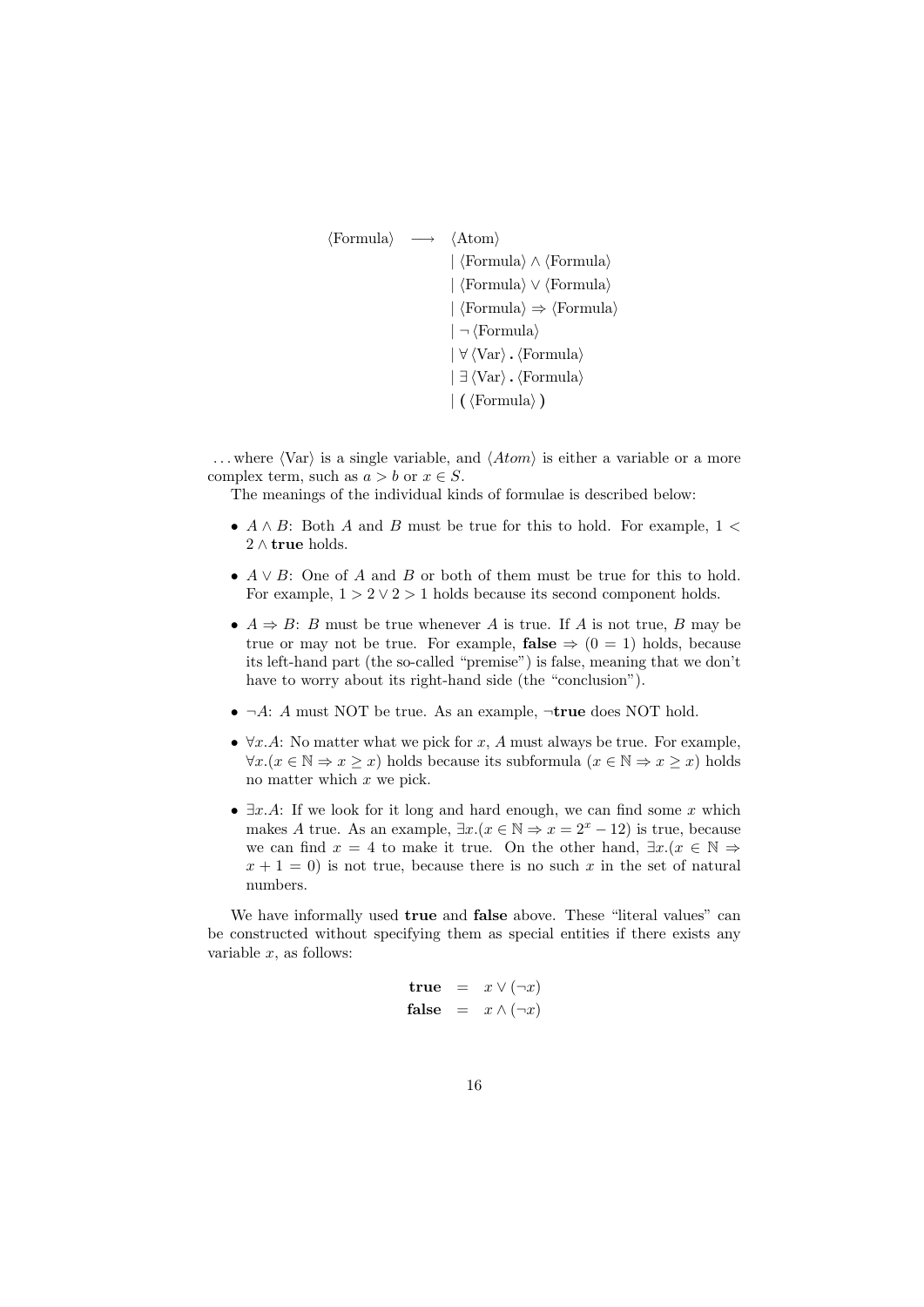$$
\begin{array}{rcl}
\langle \text{Formula} \rangle & \longrightarrow & \langle \text{Atom} \rangle \\
& & \mid \langle \text{Formula} \rangle \wedge \langle \text{Formula} \rangle \\
& & \mid \langle \text{Formula} \rangle \vee \langle \text{Formula} \rangle \\
& & \mid \langle \text{Formula} \rangle \Rightarrow \langle \text{Formula} \rangle \\
& & \mid \neg \langle \text{Formula} \rangle \\
& & \mid \forall \langle \text{Var} \rangle \,\textbf{.}\, \langle \text{Formula} \rangle \\
& & \mid \exists \langle \text{Var} \rangle \,\textbf{.}\, \langle \text{Formula} \rangle \\
& & \mid \textbf{(} \langle \text{Formula} \rangle \textbf{)}
\end{array}
$$

...where $\langle \text{Var} \rangle$ is a single variable, and $\langle Atom \rangle$ is either a variable or a more complex term, such as $a > b$ or $x \in S$.

The meanings of the individual kinds of formulae is described below:

- $A \wedge B$: Both $A$ and $B$ must be true for this to hold. For example, $1 < 2 \wedge \textbf{true}$ holds.
- $A \vee B$: One of $A$ and $B$ or both of them must be true for this to hold. For example, $1 > 2 \vee 2 > 1$ holds because its second component holds.
- $A \Rightarrow B$: $B$ must be true whenever $A$ is true. If $A$ is not true, $B$ may be true or may not be true. For example, $\textbf{false} \Rightarrow (0 = 1)$ holds, because its left-hand part (the so-called "premise") is false, meaning that we don't have to worry about its right-hand side (the "conclusion").
- $\neg A$: $A$ must NOT be true. As an example, $\neg\textbf{true}$ does NOT hold.
- $\forall x.A$: No matter what we pick for $x$, $A$ must always be true. For example, $\forall x.(x \in \mathbb{N} \Rightarrow x \geq x)$ holds because its subformula $(x \in \mathbb{N} \Rightarrow x \geq x)$ holds no matter which $x$ we pick.
- $\exists x.A$: If we look for it long and hard enough, we can find some $x$ which makes $A$ true. As an example, $\exists x.(x \in \mathbb{N} \Rightarrow x = 2^x - 12)$ is true, because we can find $x = 4$ to make it true. On the other hand, $\exists x.(x \in \mathbb{N} \Rightarrow x + 1 = 0)$ is not true, because there is no such $x$ in the set of natural numbers.

We have informally used **true** and **false** above. These "literal values" can be constructed without specifying them as special entities if there exists any variable $x$, as follows:

$$
\begin{array}{rcl}
\textbf{true} & = & x \vee (\neg x) \\
\textbf{false} & = & x \wedge (\neg x)
\end{array}
$$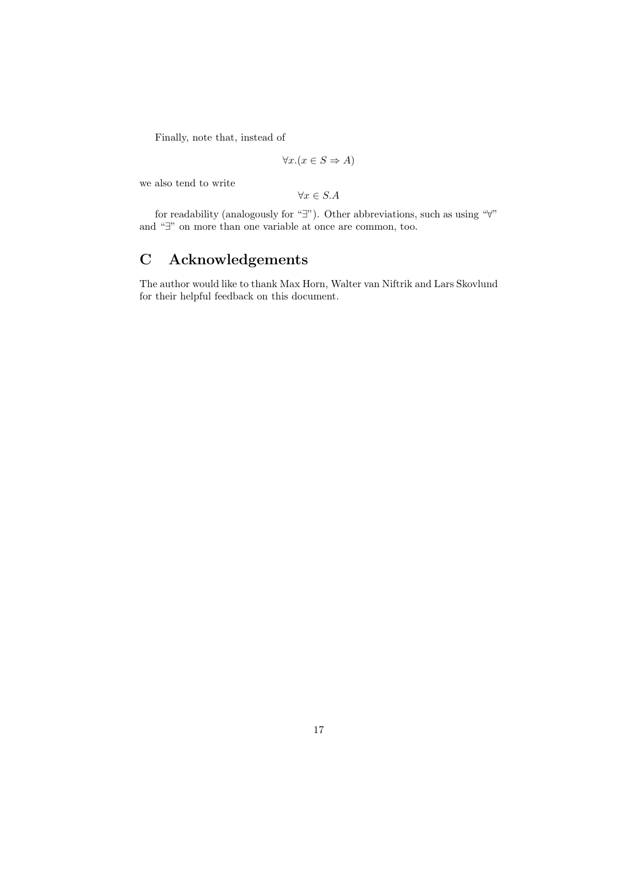Finally, note that, instead of

$$\forall x.(x \in S \Rightarrow A)$$

we also tend to write

$$\forall x \in S.A$$

for readability (analogously for "∃"). Other abbreviations, such as using "∀" and "∃" on more than one variable at once are common, too.

# C Acknowledgements

The author would like to thank Max Horn, Walter van Niftrik and Lars Skovlund for their helpful feedback on this document.